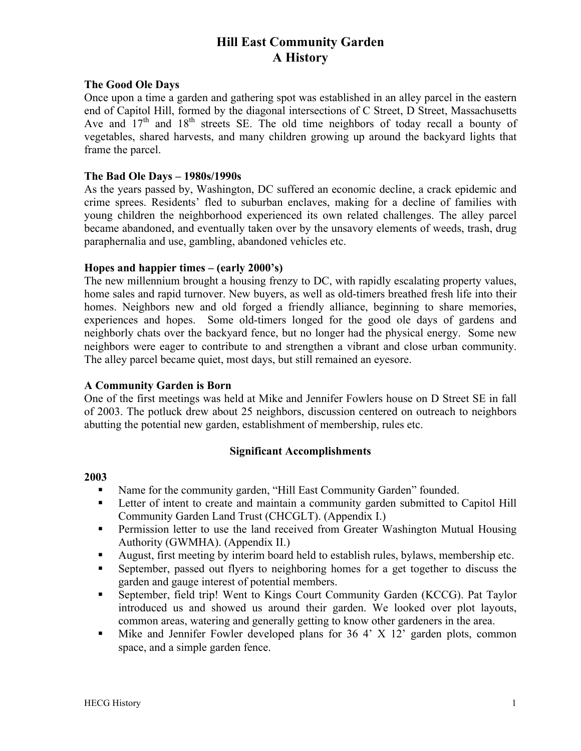# Hill East Community Garden
# A History

### The Good Ole Days

Once upon a time a garden and gathering spot was established in an alley parcel in the eastern end of Capitol Hill, formed by the diagonal intersections of C Street, D Street, Massachusetts Ave and 17th and 18th streets SE. The old time neighbors of today recall a bounty of vegetables, shared harvests, and many children growing up around the backyard lights that frame the parcel.

### The Bad Ole Days – 1980s/1990s

As the years passed by, Washington, DC suffered an economic decline, a crack epidemic and crime sprees. Residents' fled to suburban enclaves, making for a decline of families with young children the neighborhood experienced its own related challenges. The alley parcel became abandoned, and eventually taken over by the unsavory elements of weeds, trash, drug paraphernalia and use, gambling, abandoned vehicles etc.

### Hopes and happier times – (early 2000's)

The new millennium brought a housing frenzy to DC, with rapidly escalating property values, home sales and rapid turnover. New buyers, as well as old-timers breathed fresh life into their homes. Neighbors new and old forged a friendly alliance, beginning to share memories, experiences and hopes. Some old-timers longed for the good ole days of gardens and neighborly chats over the backyard fence, but no longer had the physical energy. Some new neighbors were eager to contribute to and strengthen a vibrant and close urban community. The alley parcel became quiet, most days, but still remained an eyesore.

### A Community Garden is Born

One of the first meetings was held at Mike and Jennifer Fowlers house on D Street SE in fall of 2003. The potluck drew about 25 neighbors, discussion centered on outreach to neighbors abutting the potential new garden, establishment of membership, rules etc.

## Significant Accomplishments

### 2003

- Name for the community garden, "Hill East Community Garden" founded.
- Letter of intent to create and maintain a community garden submitted to Capitol Hill Community Garden Land Trust (CHCGLT). (Appendix I.)
- Permission letter to use the land received from Greater Washington Mutual Housing Authority (GWMHA). (Appendix II.)
- August, first meeting by interim board held to establish rules, bylaws, membership etc.
- September, passed out flyers to neighboring homes for a get together to discuss the garden and gauge interest of potential members.
- September, field trip! Went to Kings Court Community Garden (KCCG). Pat Taylor introduced us and showed us around their garden. We looked over plot layouts, common areas, watering and generally getting to know other gardeners in the area.
- Mike and Jennifer Fowler developed plans for 36 4' X 12' garden plots, common space, and a simple garden fence.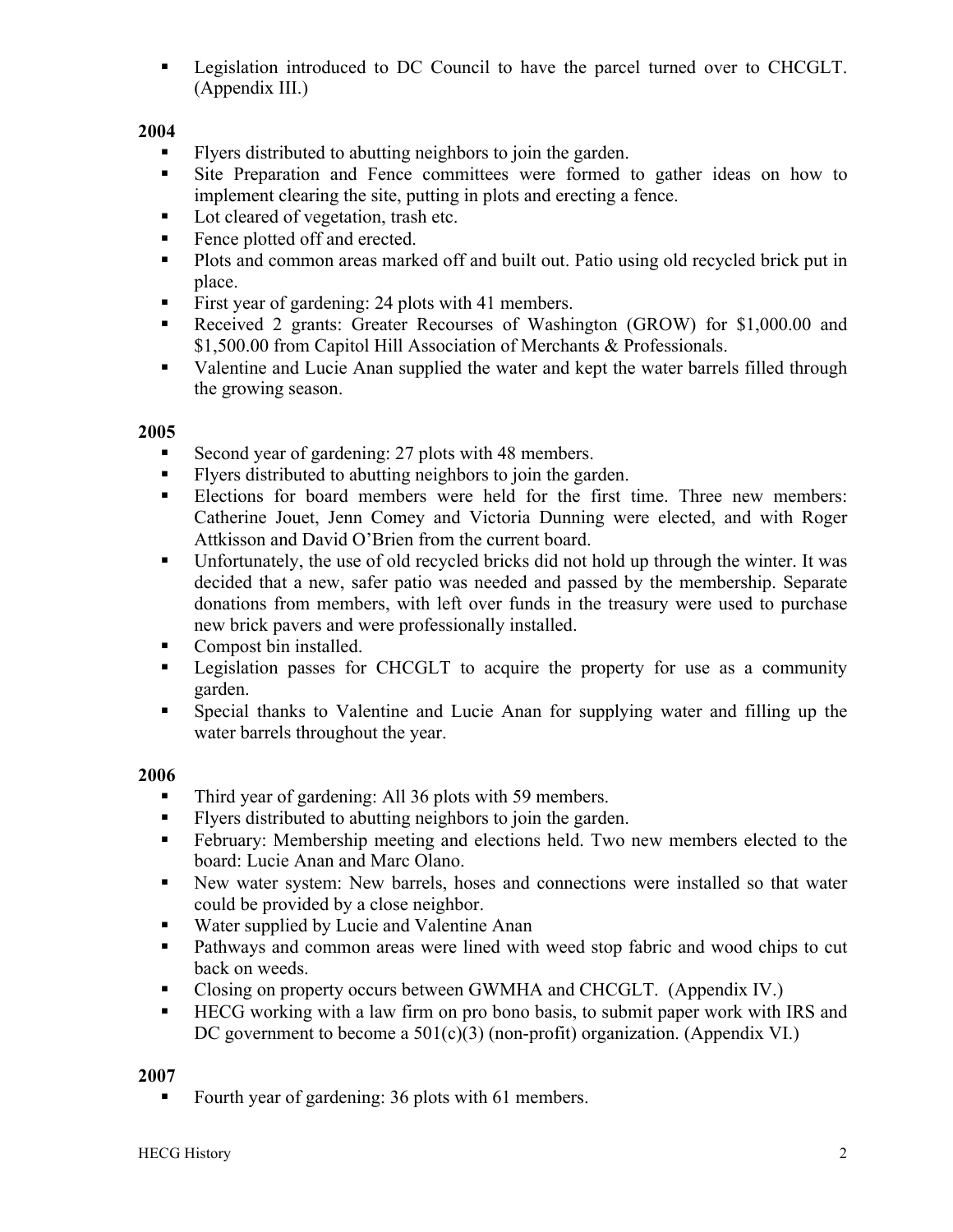- Legislation introduced to DC Council to have the parcel turned over to CHCGLT. (Appendix III.)

**2004**

- Flyers distributed to abutting neighbors to join the garden.
- Site Preparation and Fence committees were formed to gather ideas on how to implement clearing the site, putting in plots and erecting a fence.
- Lot cleared of vegetation, trash etc.
- Fence plotted off and erected.
- Plots and common areas marked off and built out. Patio using old recycled brick put in place.
- First year of gardening: 24 plots with 41 members.
- Received 2 grants: Greater Recourses of Washington (GROW) for $1,000.00 and $1,500.00 from Capitol Hill Association of Merchants & Professionals.
- Valentine and Lucie Anan supplied the water and kept the water barrels filled through the growing season.

**2005**

- Second year of gardening: 27 plots with 48 members.
- Flyers distributed to abutting neighbors to join the garden.
- Elections for board members were held for the first time. Three new members: Catherine Jouet, Jenn Comey and Victoria Dunning were elected, and with Roger Attkisson and David O'Brien from the current board.
- Unfortunately, the use of old recycled bricks did not hold up through the winter. It was decided that a new, safer patio was needed and passed by the membership. Separate donations from members, with left over funds in the treasury were used to purchase new brick pavers and were professionally installed.
- Compost bin installed.
- Legislation passes for CHCGLT to acquire the property for use as a community garden.
- Special thanks to Valentine and Lucie Anan for supplying water and filling up the water barrels throughout the year.

**2006**

- Third year of gardening: All 36 plots with 59 members.
- Flyers distributed to abutting neighbors to join the garden.
- February: Membership meeting and elections held. Two new members elected to the board: Lucie Anan and Marc Olano.
- New water system: New barrels, hoses and connections were installed so that water could be provided by a close neighbor.
- Water supplied by Lucie and Valentine Anan
- Pathways and common areas were lined with weed stop fabric and wood chips to cut back on weeds.
- Closing on property occurs between GWMHA and CHCGLT. (Appendix IV.)
- HECG working with a law firm on pro bono basis, to submit paper work with IRS and DC government to become a 501(c)(3) (non-profit) organization. (Appendix VI.)

**2007**

- Fourth year of gardening: 36 plots with 61 members.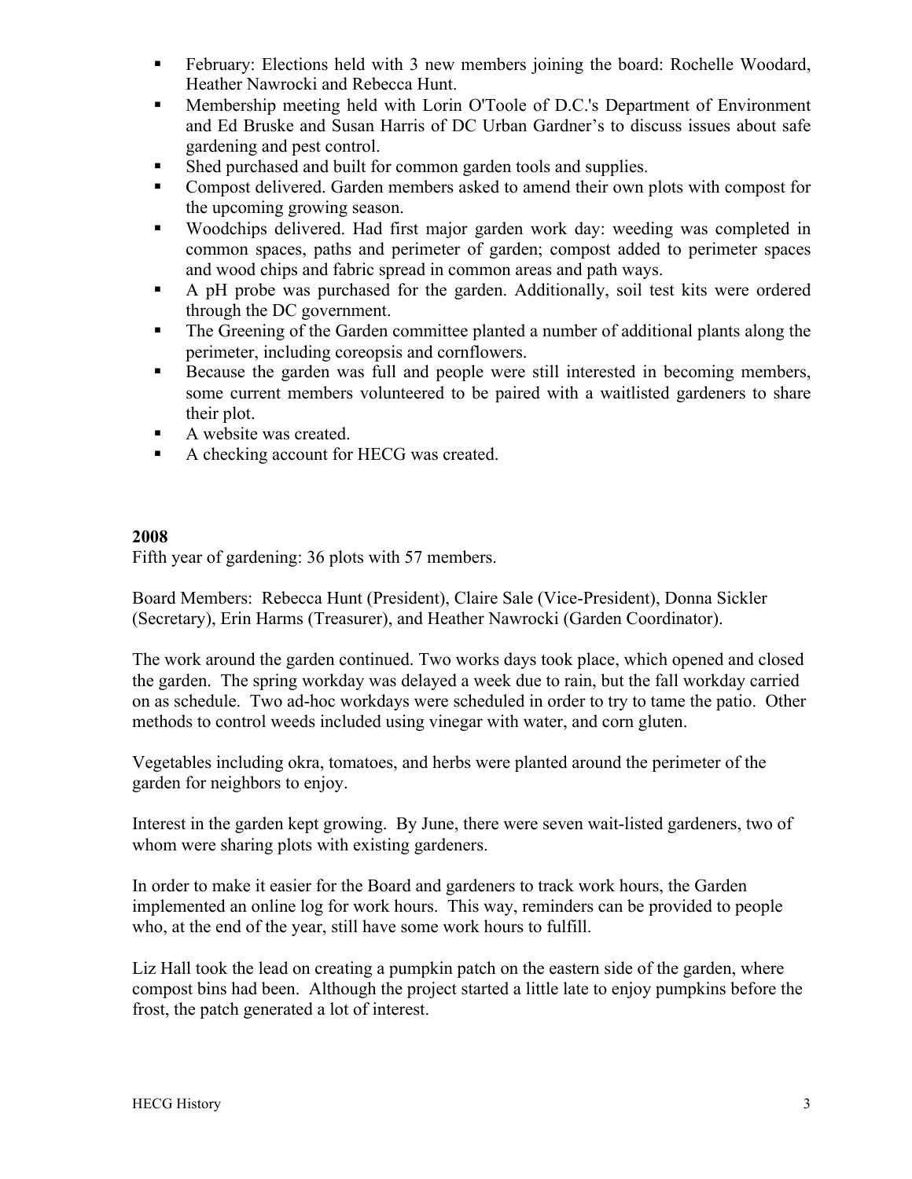- February: Elections held with 3 new members joining the board: Rochelle Woodard, Heather Nawrocki and Rebecca Hunt.
- Membership meeting held with Lorin O'Toole of D.C.'s Department of Environment and Ed Bruske and Susan Harris of DC Urban Gardner's to discuss issues about safe gardening and pest control.
- Shed purchased and built for common garden tools and supplies.
- Compost delivered. Garden members asked to amend their own plots with compost for the upcoming growing season.
- Woodchips delivered. Had first major garden work day: weeding was completed in common spaces, paths and perimeter of garden; compost added to perimeter spaces and wood chips and fabric spread in common areas and path ways.
- A pH probe was purchased for the garden. Additionally, soil test kits were ordered through the DC government.
- The Greening of the Garden committee planted a number of additional plants along the perimeter, including coreopsis and cornflowers.
- Because the garden was full and people were still interested in becoming members, some current members volunteered to be paired with a waitlisted gardeners to share their plot.
- A website was created.
- A checking account for HECG was created.

**2008**

Fifth year of gardening: 36 plots with 57 members.

Board Members: Rebecca Hunt (President), Claire Sale (Vice-President), Donna Sickler (Secretary), Erin Harms (Treasurer), and Heather Nawrocki (Garden Coordinator).

The work around the garden continued. Two works days took place, which opened and closed the garden. The spring workday was delayed a week due to rain, but the fall workday carried on as schedule. Two ad-hoc workdays were scheduled in order to try to tame the patio. Other methods to control weeds included using vinegar with water, and corn gluten.

Vegetables including okra, tomatoes, and herbs were planted around the perimeter of the garden for neighbors to enjoy.

Interest in the garden kept growing. By June, there were seven wait-listed gardeners, two of whom were sharing plots with existing gardeners.

In order to make it easier for the Board and gardeners to track work hours, the Garden implemented an online log for work hours. This way, reminders can be provided to people who, at the end of the year, still have some work hours to fulfill.

Liz Hall took the lead on creating a pumpkin patch on the eastern side of the garden, where compost bins had been. Although the project started a little late to enjoy pumpkins before the frost, the patch generated a lot of interest.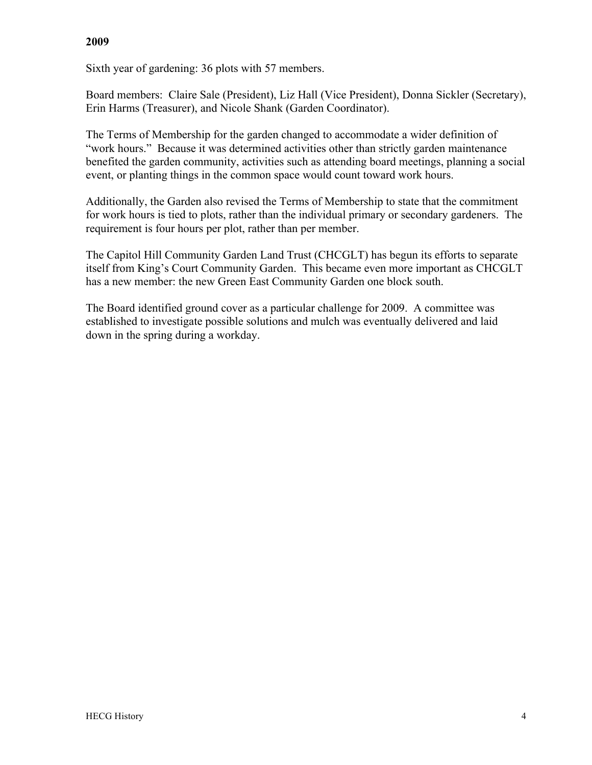## 2009

Sixth year of gardening: 36 plots with 57 members.

Board members: Claire Sale (President), Liz Hall (Vice President), Donna Sickler (Secretary), Erin Harms (Treasurer), and Nicole Shank (Garden Coordinator).

The Terms of Membership for the garden changed to accommodate a wider definition of "work hours." Because it was determined activities other than strictly garden maintenance benefited the garden community, activities such as attending board meetings, planning a social event, or planting things in the common space would count toward work hours.

Additionally, the Garden also revised the Terms of Membership to state that the commitment for work hours is tied to plots, rather than the individual primary or secondary gardeners. The requirement is four hours per plot, rather than per member.

The Capitol Hill Community Garden Land Trust (CHCGLT) has begun its efforts to separate itself from King's Court Community Garden. This became even more important as CHCGLT has a new member: the new Green East Community Garden one block south.

The Board identified ground cover as a particular challenge for 2009. A committee was established to investigate possible solutions and mulch was eventually delivered and laid down in the spring during a workday.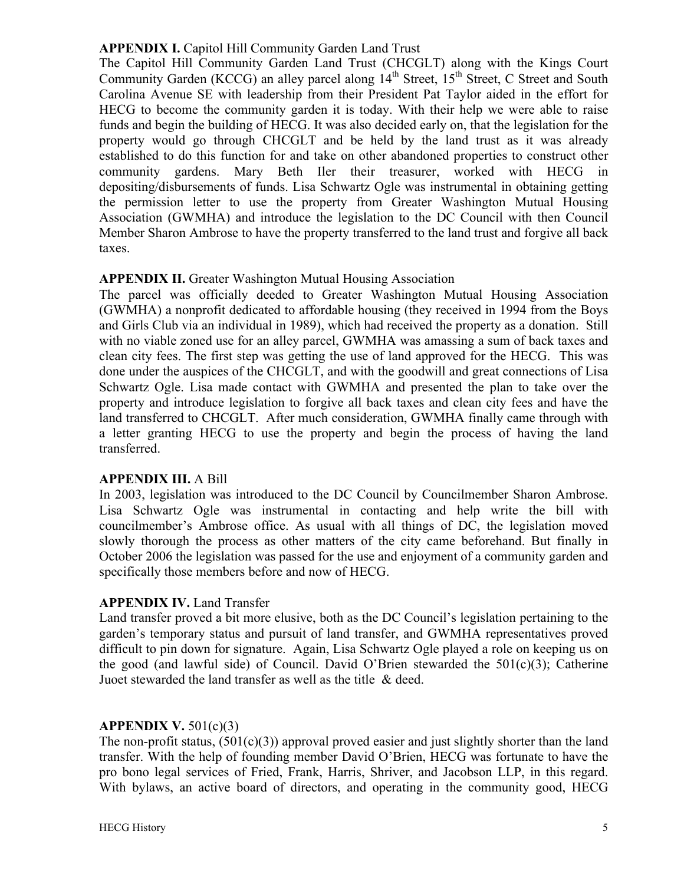**APPENDIX I.** Capitol Hill Community Garden Land Trust

The Capitol Hill Community Garden Land Trust (CHCGLT) along with the Kings Court Community Garden (KCCG) an alley parcel along 14th Street, 15th Street, C Street and South Carolina Avenue SE with leadership from their President Pat Taylor aided in the effort for HECG to become the community garden it is today. With their help we were able to raise funds and begin the building of HECG. It was also decided early on, that the legislation for the property would go through CHCGLT and be held by the land trust as it was already established to do this function for and take on other abandoned properties to construct other community gardens. Mary Beth Iler their treasurer, worked with HECG in depositing/disbursements of funds. Lisa Schwartz Ogle was instrumental in obtaining getting the permission letter to use the property from Greater Washington Mutual Housing Association (GWMHA) and introduce the legislation to the DC Council with then Council Member Sharon Ambrose to have the property transferred to the land trust and forgive all back taxes.

**APPENDIX II.** Greater Washington Mutual Housing Association

The parcel was officially deeded to Greater Washington Mutual Housing Association (GWMHA) a nonprofit dedicated to affordable housing (they received in 1994 from the Boys and Girls Club via an individual in 1989), which had received the property as a donation. Still with no viable zoned use for an alley parcel, GWMHA was amassing a sum of back taxes and clean city fees. The first step was getting the use of land approved for the HECG. This was done under the auspices of the CHCGLT, and with the goodwill and great connections of Lisa Schwartz Ogle. Lisa made contact with GWMHA and presented the plan to take over the property and introduce legislation to forgive all back taxes and clean city fees and have the land transferred to CHCGLT. After much consideration, GWMHA finally came through with a letter granting HECG to use the property and begin the process of having the land transferred.

**APPENDIX III.** A Bill

In 2003, legislation was introduced to the DC Council by Councilmember Sharon Ambrose. Lisa Schwartz Ogle was instrumental in contacting and help write the bill with councilmember's Ambrose office. As usual with all things of DC, the legislation moved slowly thorough the process as other matters of the city came beforehand. But finally in October 2006 the legislation was passed for the use and enjoyment of a community garden and specifically those members before and now of HECG.

**APPENDIX IV.** Land Transfer

Land transfer proved a bit more elusive, both as the DC Council's legislation pertaining to the garden's temporary status and pursuit of land transfer, and GWMHA representatives proved difficult to pin down for signature. Again, Lisa Schwartz Ogle played a role on keeping us on the good (and lawful side) of Council. David O'Brien stewarded the 501(c)(3); Catherine Juoet stewarded the land transfer as well as the title & deed.

**APPENDIX V.** 501(c)(3)

The non-profit status, (501(c)(3)) approval proved easier and just slightly shorter than the land transfer. With the help of founding member David O'Brien, HECG was fortunate to have the pro bono legal services of Fried, Frank, Harris, Shriver, and Jacobson LLP, in this regard. With bylaws, an active board of directors, and operating in the community good, HECG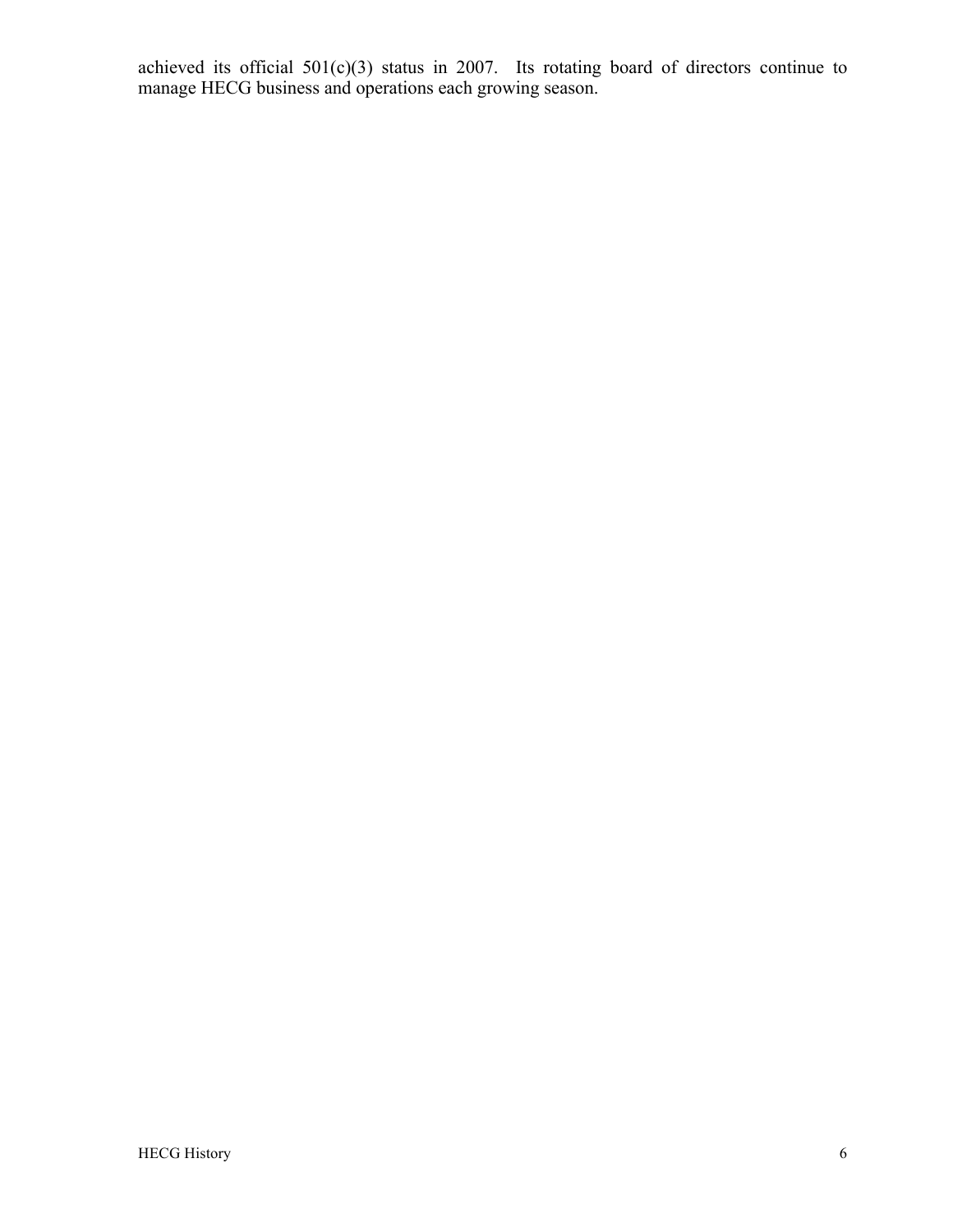achieved its official 501(c)(3) status in 2007. Its rotating board of directors continue to manage HECG business and operations each growing season.